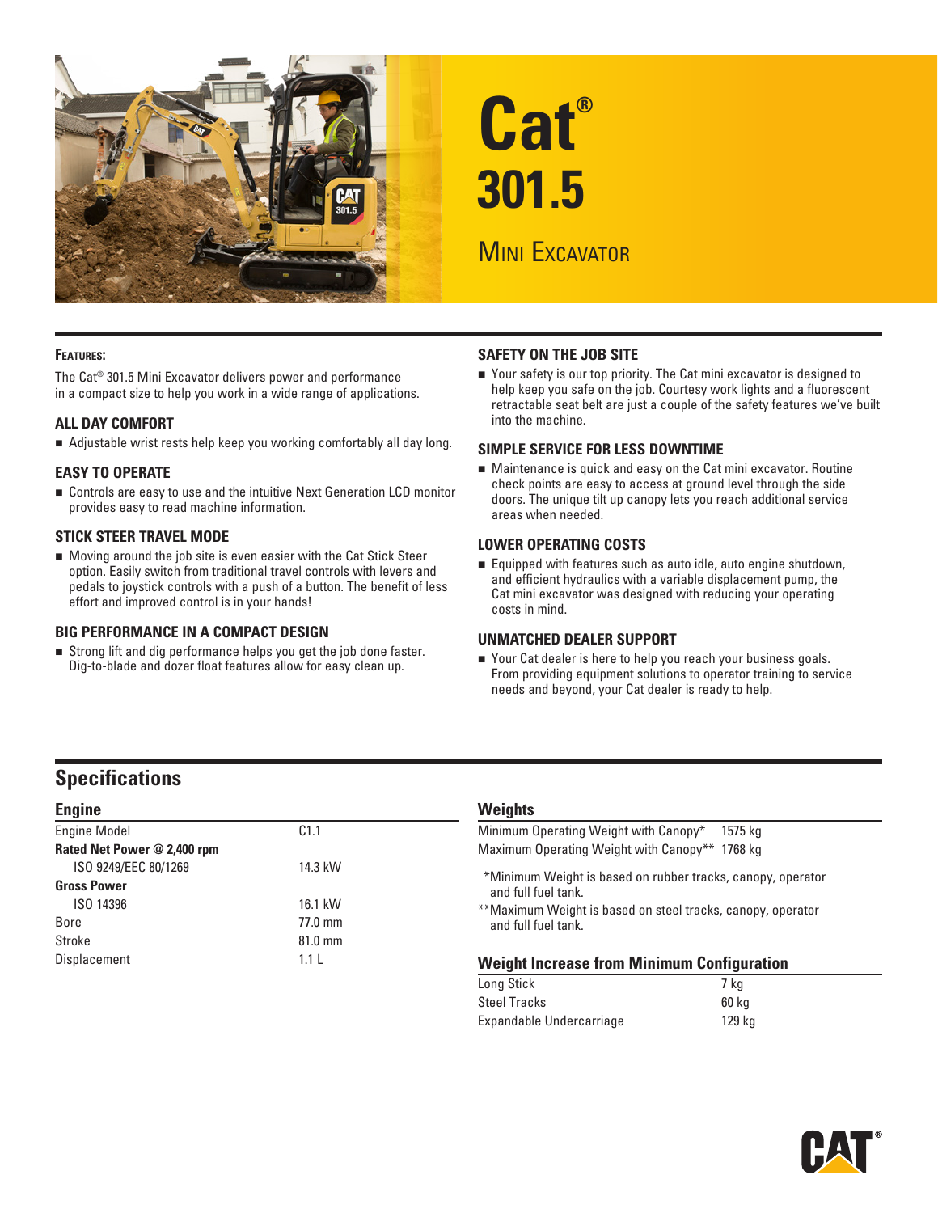# Cat® 301.5

## Mini Excavator

### Features:

The Cat® 301.5 Mini Excavator delivers power and performance in a compact size to help you work in a wide range of applications.

### ALL DAY COMFORT

- Adjustable wrist rests help keep you working comfortably all day long.

### EASY TO OPERATE

- Controls are easy to use and the intuitive Next Generation LCD monitor provides easy to read machine information.

### STICK STEER TRAVEL MODE

- Moving around the job site is even easier with the Cat Stick Steer option. Easily switch from traditional travel controls with levers and pedals to joystick controls with a push of a button. The benefit of less effort and improved control is in your hands!

### BIG PERFORMANCE IN A COMPACT DESIGN

- Strong lift and dig performance helps you get the job done faster. Dig-to-blade and dozer float features allow for easy clean up.

### SAFETY ON THE JOB SITE

- Your safety is our top priority. The Cat mini excavator is designed to help keep you safe on the job. Courtesy work lights and a fluorescent retractable seat belt are just a couple of the safety features we've built into the machine.

### SIMPLE SERVICE FOR LESS DOWNTIME

- Maintenance is quick and easy on the Cat mini excavator. Routine check points are easy to access at ground level through the side doors. The unique tilt up canopy lets you reach additional service areas when needed.

### LOWER OPERATING COSTS

- Equipped with features such as auto idle, auto engine shutdown, and efficient hydraulics with a variable displacement pump, the Cat mini excavator was designed with reducing your operating costs in mind.

### UNMATCHED DEALER SUPPORT

- Your Cat dealer is here to help you reach your business goals. From providing equipment solutions to operator training to service needs and beyond, your Cat dealer is ready to help.

## Specifications

### Engine

| | |
|---|---|
| Engine Model | C1.1 |
| **Rated Net Power @ 2,400 rpm** | |
| ISO 9249/EEC 80/1269 | 14.3 kW |
| **Gross Power** | |
| ISO 14396 | 16.1 kW |
| Bore | 77.0 mm |
| Stroke | 81.0 mm |
| Displacement | 1.1 L |

### Weights

| | |
|---|---|
| Minimum Operating Weight with Canopy* | 1575 kg |
| Maximum Operating Weight with Canopy** | 1768 kg |

*Minimum Weight is based on rubber tracks, canopy, operator and full fuel tank.

**Maximum Weight is based on steel tracks, canopy, operator and full fuel tank.

### Weight Increase from Minimum Configuration

| | |
|---|---|
| Long Stick | 7 kg |
| Steel Tracks | 60 kg |
| Expandable Undercarriage | 129 kg |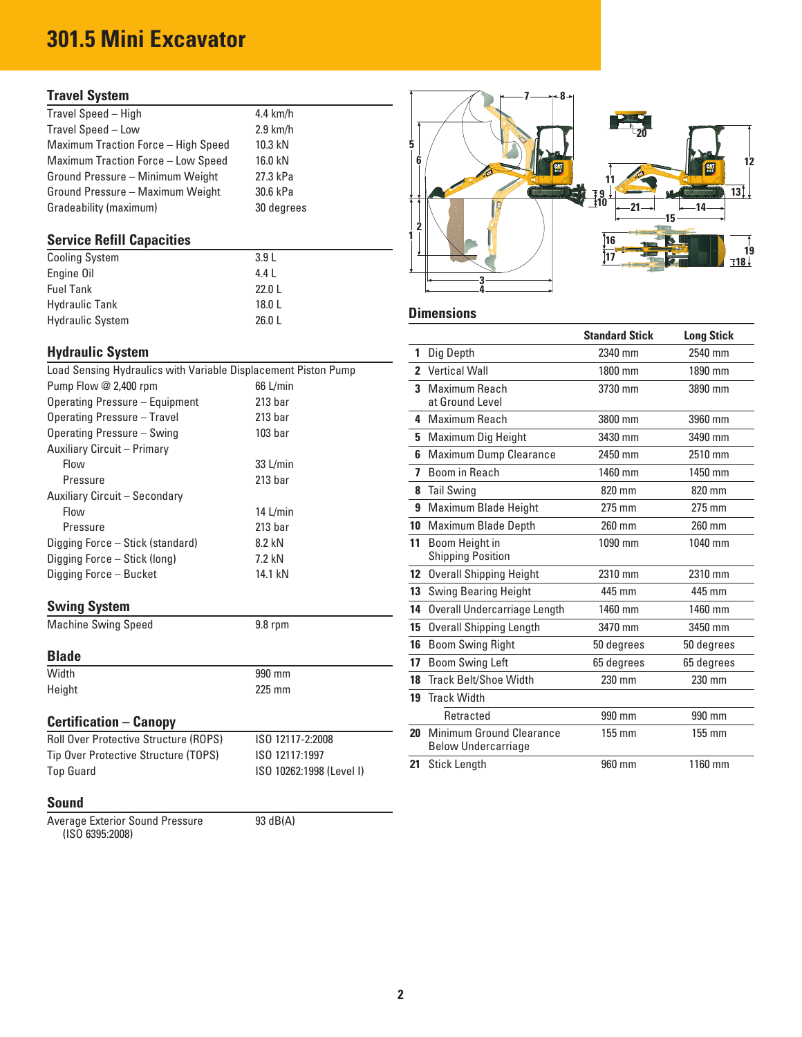# 301.5 Mini Excavator

## Travel System

| | |
|---|---|
| Travel Speed – High | 4.4 km/h |
| Travel Speed – Low | 2.9 km/h |
| Maximum Traction Force – High Speed | 10.3 kN |
| Maximum Traction Force – Low Speed | 16.0 kN |
| Ground Pressure – Minimum Weight | 27.3 kPa |
| Ground Pressure – Maximum Weight | 30.6 kPa |
| Gradeability (maximum) | 30 degrees |

## Service Refill Capacities

| | |
|---|---|
| Cooling System | 3.9 L |
| Engine Oil | 4.4 L |
| Fuel Tank | 22.0 L |
| Hydraulic Tank | 18.0 L |
| Hydraulic System | 26.0 L |

## Hydraulic System

Load Sensing Hydraulics with Variable Displacement Piston Pump

| | |
|---|---|
| Pump Flow @ 2,400 rpm | 66 L/min |
| Operating Pressure – Equipment | 213 bar |
| Operating Pressure – Travel | 213 bar |
| Operating Pressure – Swing | 103 bar |
| Auxiliary Circuit – Primary | |
| Flow | 33 L/min |
| Pressure | 213 bar |
| Auxiliary Circuit – Secondary | |
| Flow | 14 L/min |
| Pressure | 213 bar |
| Digging Force – Stick (standard) | 8.2 kN |
| Digging Force – Stick (long) | 7.2 kN |
| Digging Force – Bucket | 14.1 kN |

## Swing System

| | |
|---|---|
| Machine Swing Speed | 9.8 rpm |

## Blade

| | |
|---|---|
| Width | 990 mm |
| Height | 225 mm |

## Certification – Canopy

| | |
|---|---|
| Roll Over Protective Structure (ROPS) | ISO 12117-2:2008 |
| Tip Over Protective Structure (TOPS) | ISO 12117:1997 |
| Top Guard | ISO 10262:1998 (Level I) |

## Sound

| | |
|---|---|
| Average Exterior Sound Pressure (ISO 6395:2008) | 93 dB(A) |

## Dimensions

| | | Standard Stick | Long Stick |
|---|---|---|---|
| 1 | Dig Depth | 2340 mm | 2540 mm |
| 2 | Vertical Wall | 1800 mm | 1890 mm |
| 3 | Maximum Reach at Ground Level | 3730 mm | 3890 mm |
| 4 | Maximum Reach | 3800 mm | 3960 mm |
| 5 | Maximum Dig Height | 3430 mm | 3490 mm |
| 6 | Maximum Dump Clearance | 2450 mm | 2510 mm |
| 7 | Boom in Reach | 1460 mm | 1450 mm |
| 8 | Tail Swing | 820 mm | 820 mm |
| 9 | Maximum Blade Height | 275 mm | 275 mm |
| 10 | Maximum Blade Depth | 260 mm | 260 mm |
| 11 | Boom Height in Shipping Position | 1090 mm | 1040 mm |
| 12 | Overall Shipping Height | 2310 mm | 2310 mm |
| 13 | Swing Bearing Height | 445 mm | 445 mm |
| 14 | Overall Undercarriage Length | 1460 mm | 1460 mm |
| 15 | Overall Shipping Length | 3470 mm | 3450 mm |
| 16 | Boom Swing Right | 50 degrees | 50 degrees |
| 17 | Boom Swing Left | 65 degrees | 65 degrees |
| 18 | Track Belt/Shoe Width | 230 mm | 230 mm |
| 19 | Track Width | | |
| | Retracted | 990 mm | 990 mm |
| 20 | Minimum Ground Clearance Below Undercarriage | 155 mm | 155 mm |
| 21 | Stick Length | 960 mm | 1160 mm |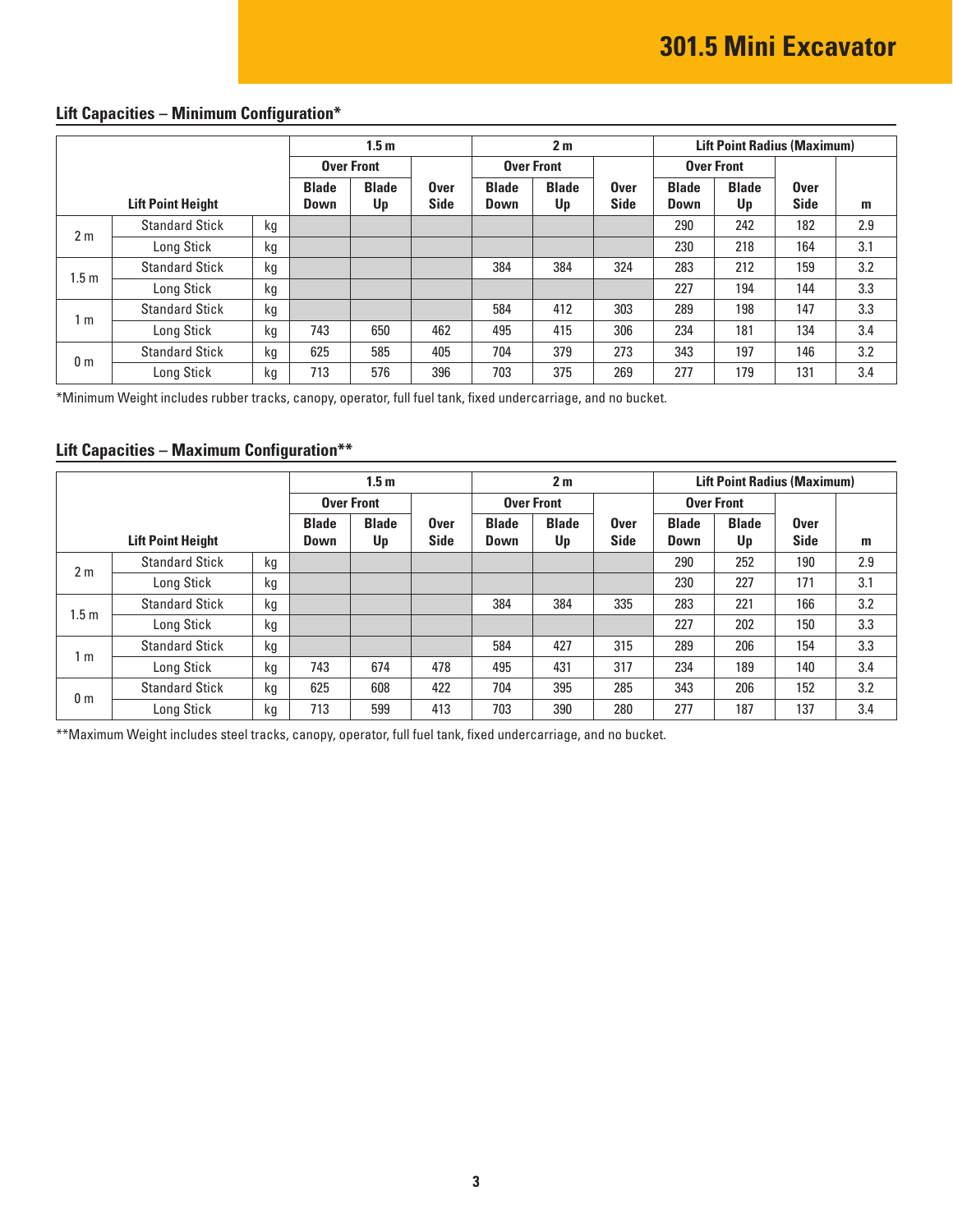# 301.5 Mini Excavator

## Lift Capacities – Minimum Configuration*

| Lift Point Height | | | 1.5 m | | | 2 m | | | Lift Point Radius (Maximum) | | | |
|---|---|---|---|---|---|---|---|---|---|---|---|---|
| | | | Over Front | | | Over Front | | | Over Front | | | |
| | | | Blade Down | Blade Up | Over Side | Blade Down | Blade Up | Over Side | Blade Down | Blade Up | Over Side | m |
| 2 m | Standard Stick | kg | | | | | | | 290 | 242 | 182 | 2.9 |
| | Long Stick | kg | | | | | | | 230 | 218 | 164 | 3.1 |
| 1.5 m | Standard Stick | kg | | | | 384 | 384 | 324 | 283 | 212 | 159 | 3.2 |
| | Long Stick | kg | | | | | | | 227 | 194 | 144 | 3.3 |
| 1 m | Standard Stick | kg | | | | 584 | 412 | 303 | 289 | 198 | 147 | 3.3 |
| | Long Stick | kg | 743 | 650 | 462 | 495 | 415 | 306 | 234 | 181 | 134 | 3.4 |
| 0 m | Standard Stick | kg | 625 | 585 | 405 | 704 | 379 | 273 | 343 | 197 | 146 | 3.2 |
| | Long Stick | kg | 713 | 576 | 396 | 703 | 375 | 269 | 277 | 179 | 131 | 3.4 |

*Minimum Weight includes rubber tracks, canopy, operator, full fuel tank, fixed undercarriage, and no bucket.

## Lift Capacities – Maximum Configuration**

| Lift Point Height | | | 1.5 m | | | 2 m | | | Lift Point Radius (Maximum) | | | |
|---|---|---|---|---|---|---|---|---|---|---|---|---|
| | | | Over Front | | | Over Front | | | Over Front | | | |
| | | | Blade Down | Blade Up | Over Side | Blade Down | Blade Up | Over Side | Blade Down | Blade Up | Over Side | m |
| 2 m | Standard Stick | kg | | | | | | | 290 | 252 | 190 | 2.9 |
| | Long Stick | kg | | | | | | | 230 | 227 | 171 | 3.1 |
| 1.5 m | Standard Stick | kg | | | | 384 | 384 | 335 | 283 | 221 | 166 | 3.2 |
| | Long Stick | kg | | | | | | | 227 | 202 | 150 | 3.3 |
| 1 m | Standard Stick | kg | | | | 584 | 427 | 315 | 289 | 206 | 154 | 3.3 |
| | Long Stick | kg | 743 | 674 | 478 | 495 | 431 | 317 | 234 | 189 | 140 | 3.4 |
| 0 m | Standard Stick | kg | 625 | 608 | 422 | 704 | 395 | 285 | 343 | 206 | 152 | 3.2 |
| | Long Stick | kg | 713 | 599 | 413 | 703 | 390 | 280 | 277 | 187 | 137 | 3.4 |

**Maximum Weight includes steel tracks, canopy, operator, full fuel tank, fixed undercarriage, and no bucket.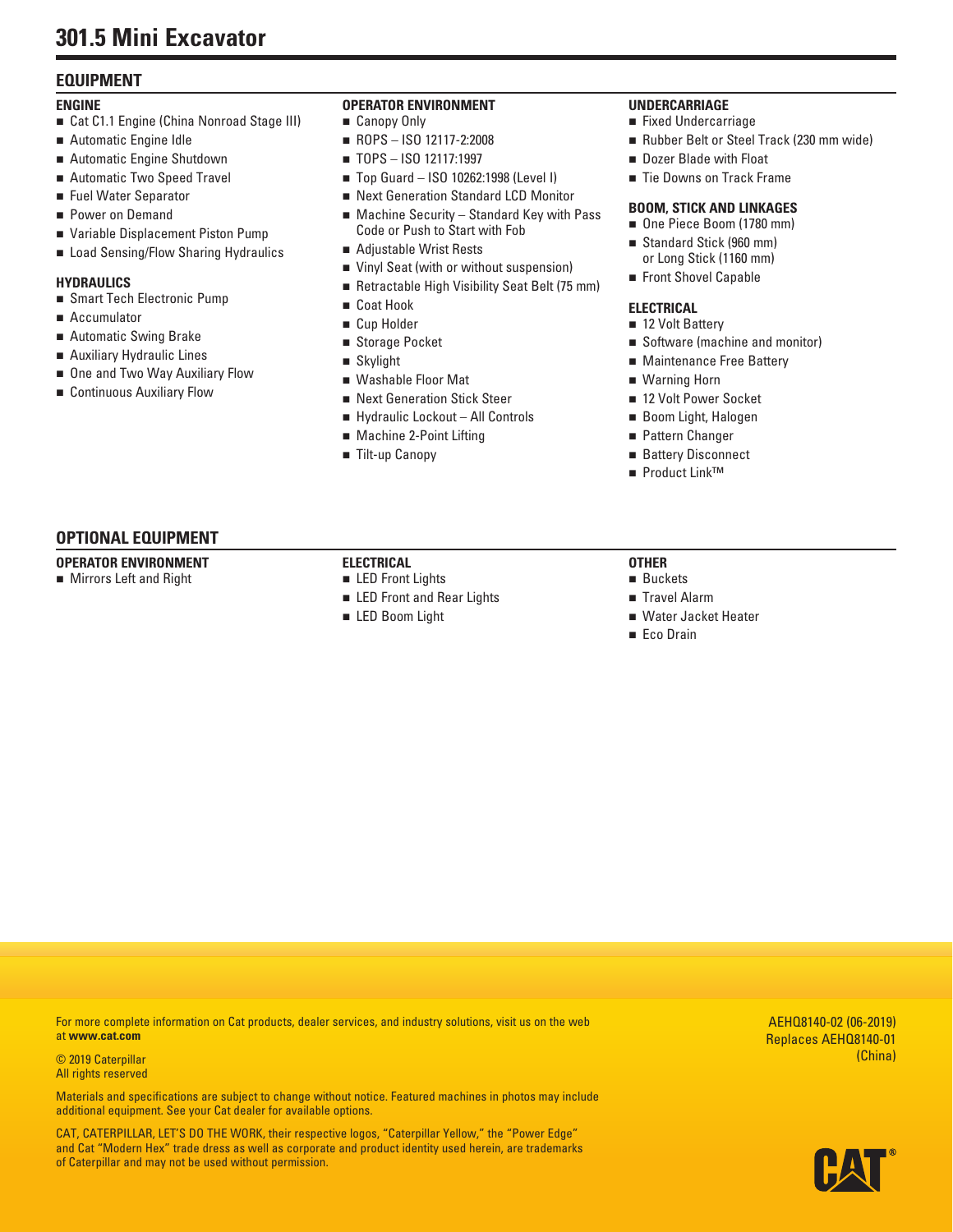# 301.5 Mini Excavator

## EQUIPMENT

### ENGINE

- Cat C1.1 Engine (China Nonroad Stage III)
- Automatic Engine Idle
- Automatic Engine Shutdown
- Automatic Two Speed Travel
- Fuel Water Separator
- Power on Demand
- Variable Displacement Piston Pump
- Load Sensing/Flow Sharing Hydraulics

### HYDRAULICS

- Smart Tech Electronic Pump
- Accumulator
- Automatic Swing Brake
- Auxiliary Hydraulic Lines
- One and Two Way Auxiliary Flow
- Continuous Auxiliary Flow

### OPERATOR ENVIRONMENT

- Canopy Only
- ROPS – ISO 12117-2:2008
- TOPS – ISO 12117:1997
- Top Guard – ISO 10262:1998 (Level I)
- Next Generation Standard LCD Monitor
- Machine Security – Standard Key with Pass Code or Push to Start with Fob
- Adjustable Wrist Rests
- Vinyl Seat (with or without suspension)
- Retractable High Visibility Seat Belt (75 mm)
- Coat Hook
- Cup Holder
- Storage Pocket
- Skylight
- Washable Floor Mat
- Next Generation Stick Steer
- Hydraulic Lockout – All Controls
- Machine 2-Point Lifting
- Tilt-up Canopy

### UNDERCARRIAGE

- Fixed Undercarriage
- Rubber Belt or Steel Track (230 mm wide)
- Dozer Blade with Float
- Tie Downs on Track Frame

### BOOM, STICK AND LINKAGES

- One Piece Boom (1780 mm)
- Standard Stick (960 mm) or Long Stick (1160 mm)
- Front Shovel Capable

### ELECTRICAL

- 12 Volt Battery
- Software (machine and monitor)
- Maintenance Free Battery
- Warning Horn
- 12 Volt Power Socket
- Boom Light, Halogen
- Pattern Changer
- Battery Disconnect
- Product Link™

## OPTIONAL EQUIPMENT

### OPERATOR ENVIRONMENT

- Mirrors Left and Right

### ELECTRICAL

- LED Front Lights
- LED Front and Rear Lights
- LED Boom Light

### OTHER

- Buckets
- Travel Alarm
- Water Jacket Heater
- Eco Drain

For more complete information on Cat products, dealer services, and industry solutions, visit us on the web at **www.cat.com**

© 2019 Caterpillar
All rights reserved

Materials and specifications are subject to change without notice. Featured machines in photos may include additional equipment. See your Cat dealer for available options.

CAT, CATERPILLAR, LET'S DO THE WORK, their respective logos, "Caterpillar Yellow," the "Power Edge" and Cat "Modern Hex" trade dress as well as corporate and product identity used herein, are trademarks of Caterpillar and may not be used without permission.

AEHQ8140-02 (06-2019)
Replaces AEHQ8140-01
(China)